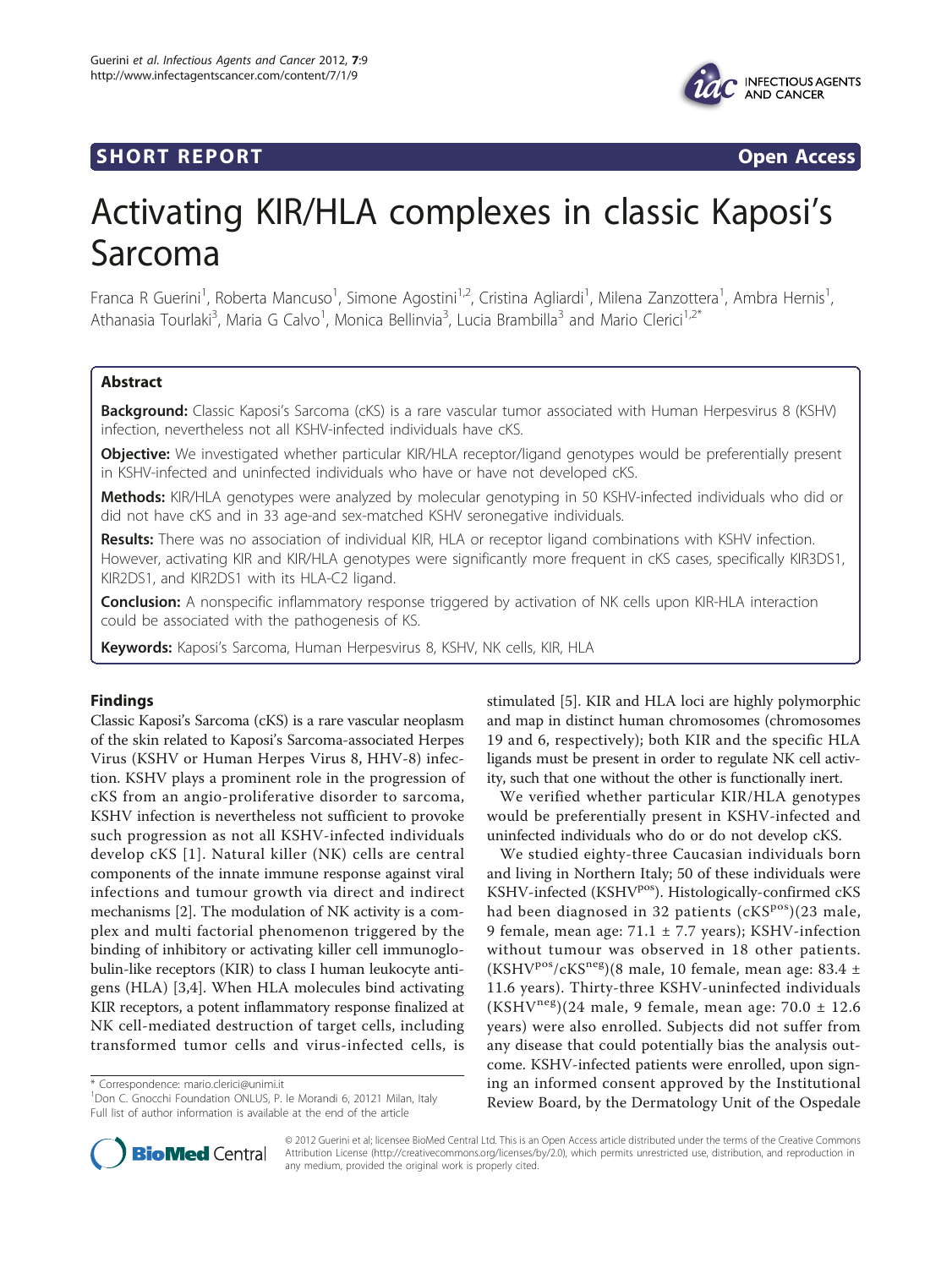SHORT REPORT Open Access

# Activating KIR/HLA complexes in classic Kaposi's Sarcoma

Franca R Guerini[1], Roberta Mancuso[1], Simone Agostini[1,2], Cristina Agliardi[1], Milena Zanzottera[1], Ambra Hernis[1], Athanasia Tourlaki[3], Maria G Calvo[1], Monica Bellinvia[3], Lucia Brambilla[3] and Mario Clerici[1,2*]

## Abstract

**Background:** Classic Kaposi's Sarcoma (cKS) is a rare vascular tumor associated with Human Herpesvirus 8 (KSHV) infection, nevertheless not all KSHV-infected individuals have cKS.

**Objective:** We investigated whether particular KIR/HLA receptor/ligand genotypes would be preferentially present in KSHV-infected and uninfected individuals who have or have not developed cKS.

**Methods:** KIR/HLA genotypes were analyzed by molecular genotyping in 50 KSHV-infected individuals who did or did not have cKS and in 33 age-and sex-matched KSHV seronegative individuals.

**Results:** There was no association of individual KIR, HLA or receptor ligand combinations with KSHV infection. However, activating KIR and KIR/HLA genotypes were significantly more frequent in cKS cases, specifically KIR3DS1, KIR2DS1, and KIR2DS1 with its HLA-C2 ligand.

**Conclusion:** A nonspecific inflammatory response triggered by activation of NK cells upon KIR-HLA interaction could be associated with the pathogenesis of KS.

**Keywords:** Kaposi's Sarcoma, Human Herpesvirus 8, KSHV, NK cells, KIR, HLA

## Findings

Classic Kaposi's Sarcoma (cKS) is a rare vascular neoplasm of the skin related to Kaposi's Sarcoma-associated Herpes Virus (KSHV or Human Herpes Virus 8, HHV-8) infection. KSHV plays a prominent role in the progression of cKS from an angio-proliferative disorder to sarcoma, KSHV infection is nevertheless not sufficient to provoke such progression as not all KSHV-infected individuals develop cKS [1]. Natural killer (NK) cells are central components of the innate immune response against viral infections and tumour growth via direct and indirect mechanisms [2]. The modulation of NK activity is a complex and multi factorial phenomenon triggered by the binding of inhibitory or activating killer cell immunoglobulin-like receptors (KIR) to class I human leukocyte antigens (HLA) [3,4]. When HLA molecules bind activating KIR receptors, a potent inflammatory response finalized at NK cell-mediated destruction of target cells, including transformed tumor cells and virus-infected cells, is stimulated [5]. KIR and HLA loci are highly polymorphic and map in distinct human chromosomes (chromosomes 19 and 6, respectively); both KIR and the specific HLA ligands must be present in order to regulate NK cell activity, such that one without the other is functionally inert.

We verified whether particular KIR/HLA genotypes would be preferentially present in KSHV-infected and uninfected individuals who do or do not develop cKS.

We studied eighty-three Caucasian individuals born and living in Northern Italy; 50 of these individuals were KSHV-infected (KSHV$^{pos}$). Histologically-confirmed cKS had been diagnosed in 32 patients (cKS$^{pos}$)(23 male, 9 female, mean age: 71.1 ± 7.7 years); KSHV-infection without tumour was observed in 18 other patients. (KSHV$^{pos}$/cKS$^{neg}$)(8 male, 10 female, mean age: 83.4 ± 11.6 years). Thirty-three KSHV-uninfected individuals (KSHV$^{neg}$)(24 male, 9 female, mean age: 70.0 ± 12.6 years) were also enrolled. Subjects did not suffer from any disease that could potentially bias the analysis outcome. KSHV-infected patients were enrolled, upon signing an informed consent approved by the Institutional Review Board, by the Dermatology Unit of the Ospedale

\* Correspondence: mario.clerici@unimi.it
[1]Don C. Gnocchi Foundation ONLUS, P. le Morandi 6, 20121 Milan, Italy
Full list of author information is available at the end of the article

© 2012 Guerini et al; licensee BioMed Central Ltd. This is an Open Access article distributed under the terms of the Creative Commons Attribution License (http://creativecommons.org/licenses/by/2.0), which permits unrestricted use, distribution, and reproduction in any medium, provided the original work is properly cited.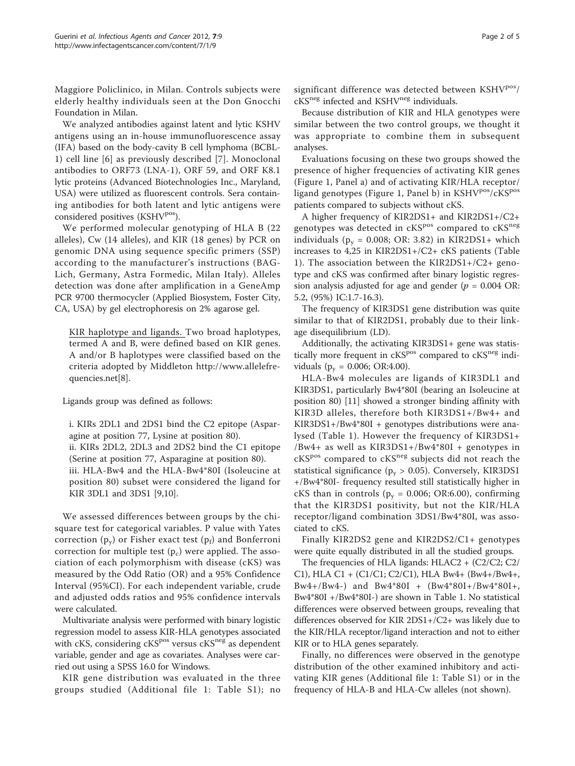Maggiore Policlinico, in Milan. Controls subjects were elderly healthy individuals seen at the Don Gnocchi Foundation in Milan.

We analyzed antibodies against latent and lytic KSHV antigens using an in-house immunofluorescence assay (IFA) based on the body-cavity B cell lymphoma (BCBL-1) cell line [6] as previously described [7]. Monoclonal antibodies to ORF73 (LNA-1), ORF 59, and ORF K8.1 lytic proteins (Advanced Biotechnologies Inc., Maryland, USA) were utilized as fluorescent controls. Sera containing antibodies for both latent and lytic antigens were considered positives ($KSHV^{pos}$).

We performed molecular genotyping of HLA B (22 alleles), Cw (14 alleles), and KIR (18 genes) by PCR on genomic DNA using sequence specific primers (SSP) according to the manufacturer's instructions (BAG-Lich, Germany, Astra Formedic, Milan Italy). Alleles detection was done after amplification in a GeneAmp PCR 9700 thermocycler (Applied Biosystem, Foster City, CA, USA) by gel electrophoresis on 2% agarose gel.

KIR haplotype and ligands. Two broad haplotypes, termed A and B, were defined based on KIR genes. A and/or B haplotypes were classified based on the criteria adopted by Middleton http://www.allelefrequencies.net[8].

Ligands group was defined as follows:

i. KIRs 2DL1 and 2DS1 bind the C2 epitope (Asparagine at position 77, Lysine at position 80).
ii. KIRs 2DL2, 2DL3 and 2DS2 bind the C1 epitope (Serine at position 77, Asparagine at position 80).
iii. HLA-Bw4 and the HLA-Bw4*80I (Isoleucine at position 80) subset were considered the ligand for KIR 3DL1 and 3DS1 [9,10].

We assessed differences between groups by the chi-square test for categorical variables. P value with Yates correction ($p_y$) or Fisher exact test ($p_f$) and Bonferroni correction for multiple test ($p_c$) were applied. The association of each polymorphism with disease (cKS) was measured by the Odd Ratio (OR) and a 95% Confidence Interval (95%CI). For each independent variable, crude and adjusted odds ratios and 95% confidence intervals were calculated.

Multivariate analysis were performed with binary logistic regression model to assess KIR-HLA genotypes associated with cKS, considering $cKS^{pos}$ versus $cKS^{neg}$ as dependent variable, gender and age as covariates. Analyses were carried out using a SPSS 16.0 for Windows.

KIR gene distribution was evaluated in the three groups studied (Additional file 1: Table S1); no significant difference was detected between $KSHV^{pos}$/$cKS^{neg}$ infected and $KSHV^{neg}$ individuals.

Because distribution of KIR and HLA genotypes were similar between the two control groups, we thought it was appropriate to combine them in subsequent analyses.

Evaluations focusing on these two groups showed the presence of higher frequencies of activating KIR genes (Figure 1, Panel a) and of activating KIR/HLA receptor/ligand genotypes (Figure 1, Panel b) in $KSHV^{pos}$/$cKS^{pos}$ patients compared to subjects without cKS.

A higher frequency of KIR2DS1+ and KIR2DS1+/C2+ genotypes was detected in $cKS^{pos}$ compared to $cKS^{neg}$ individuals ($p_y$ = 0.008; OR: 3.82) in KIR2DS1+ which increases to 4,25 in KIR2DS1+/C2+ cKS patients (Table 1). The association between the KIR2DS1+/C2+ genotype and cKS was confirmed after binary logistic regression analysis adjusted for age and gender ($p$ = 0.004 OR: 5.2, (95%) IC:1.7-16.3).

The frequency of KIR3DS1 gene distribution was quite similar to that of KIR2DS1, probably due to their linkage disequilibrium (LD).

Additionally, the activating KIR3DS1+ gene was statistically more frequent in $cKS^{pos}$ compared to $cKS^{neg}$ individuals ($p_y$ = 0.006; OR:4.00).

HLA-Bw4 molecules are ligands of KIR3DL1 and KIR3DS1, particularly Bw4*80I (bearing an Isoleucine at position 80) [11] showed a stronger binding affinity with KIR3D alleles, therefore both KIR3DS1+/Bw4+ and KIR3DS1+/Bw4*80I + genotypes distributions were analysed (Table 1). However the frequency of KIR3DS1+ /Bw4+ as well as KIR3DS1+/Bw4*80I + genotypes in $cKS^{pos}$ compared to $cKS^{neg}$ subjects did not reach the statistical significance ($p_y$ > 0.05). Conversely, KIR3DS1 +/Bw4*80I- frequency resulted still statistically higher in cKS than in controls ($p_y$ = 0.006; OR:6.00), confirming that the KIR3DS1 positivity, but not the KIR/HLA receptor/ligand combination 3DS1/Bw4*80I, was associated to cKS.

Finally KIR2DS2 gene and KIR2DS2/C1+ genotypes were quite equally distributed in all the studied groups.

The frequencies of HLA ligands: HLAC2 + (C2/C2; C2/C1), HLA C1 + (C1/C1; C2/C1), HLA Bw4+ (Bw4+/Bw4+, Bw4+/Bw4-) and Bw4*80I + (Bw4*80I+/Bw4*80I+, Bw4*80I +/Bw4*80I-) are shown in Table 1. No statistical differences were observed between groups, revealing that differences observed for KIR 2DS1+/C2+ was likely due to the KIR/HLA receptor/ligand interaction and not to either KIR or to HLA genes separately.

Finally, no differences were observed in the genotype distribution of the other examined inhibitory and activating KIR genes (Additional file 1: Table S1) or in the frequency of HLA-B and HLA-Cw alleles (not shown).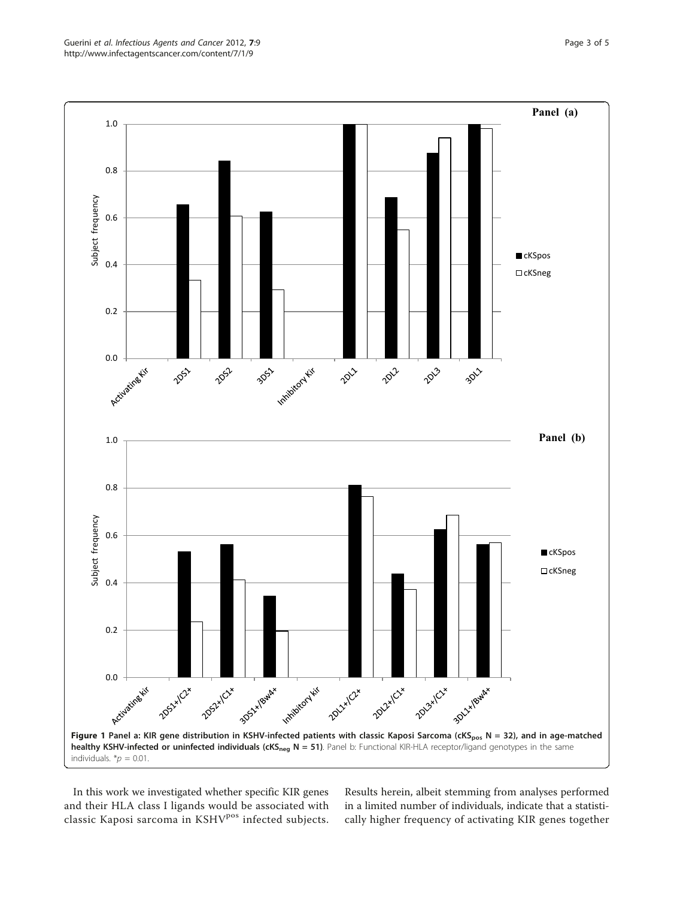**Figure 1 Panel a: KIR gene distribution in KSHV-infected patients with classic Kaposi Sarcoma ($cKS_{pos}$ N = 32), and in age-matched healthy KSHV-infected or uninfected individuals ($cKS_{neg}$ N = 51)**. Panel b: Functional KIR-HLA receptor/ligand genotypes in the same individuals. *$p$ = 0.01.

In this work we investigated whether specific KIR genes and their HLA class I ligands would be associated with classic Kaposi sarcoma in $KSHV^{pos}$ infected subjects. Results herein, albeit stemming from analyses performed in a limited number of individuals, indicate that a statistically higher frequency of activating KIR genes together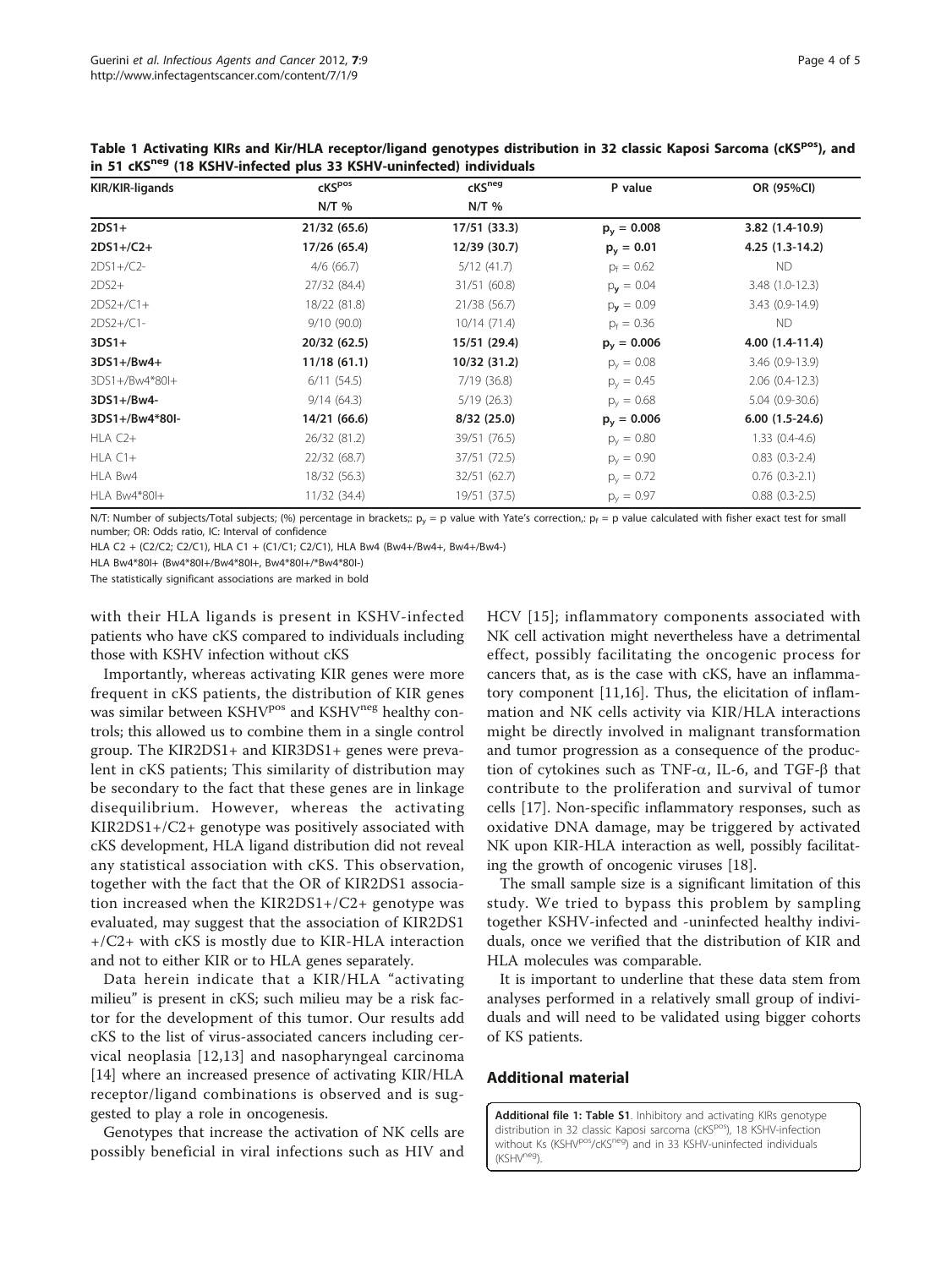**Table 1 Activating KIRs and Kir/HLA receptor/ligand genotypes distribution in 32 classic Kaposi Sarcoma (cKS$^{pos}$), and in 51 cKS$^{neg}$ (18 KSHV-infected plus 33 KSHV-uninfected) individuals**

| KIR/KIR-ligands | cKS$^{pos}$ N/T % | cKS$^{neg}$ N/T % | P value | OR (95%CI) |
|---|---|---|---|---|
| **2DS1+** | **21/32 (65.6)** | **17/51 (33.3)** | **$p_y$ = 0.008** | **3.82 (1.4-10.9)** |
| **2DS1+/C2+** | **17/26 (65.4)** | **12/39 (30.7)** | **$p_y$ = 0.01** | **4.25 (1.3-14.2)** |
| 2DS1+/C2- | 4/6 (66.7) | 5/12 (41.7) | $p_f$ = 0.62 | ND |
| 2DS2+ | 27/32 (84.4) | 31/51 (60.8) | $p_y$ = 0.04 | 3.48 (1.0-12.3) |
| 2DS2+/C1+ | 18/22 (81.8) | 21/38 (56.7) | $p_y$ = 0.09 | 3.43 (0.9-14.9) |
| 2DS2+/C1- | 9/10 (90.0) | 10/14 (71.4) | $p_f$ = 0.36 | ND |
| **3DS1+** | **20/32 (62.5)** | **15/51 (29.4)** | **$p_y$ = 0.006** | **4.00 (1.4-11.4)** |
| **3DS1+/Bw4+** | **11/18 (61.1)** | **10/32 (31.2)** | $p_y$ = 0.08 | 3.46 (0.9-13.9) |
| 3DS1+/Bw4*80I+ | 6/11 (54.5) | 7/19 (36.8) | $p_y$ = 0.45 | 2.06 (0.4-12.3) |
| **3DS1+/Bw4-** | 9/14 (64.3) | 5/19 (26.3) | $p_y$ = 0.68 | 5.04 (0.9-30.6) |
| **3DS1+/Bw4*80I-** | **14/21 (66.6)** | **8/32 (25.0)** | **$p_y$ = 0.006** | **6.00 (1.5-24.6)** |
| HLA C2+ | 26/32 (81.2) | 39/51 (76.5) | $p_y$ = 0.80 | 1.33 (0.4-4.6) |
| HLA C1+ | 22/32 (68.7) | 37/51 (72.5) | $p_y$ = 0.90 | 0.83 (0.3-2.4) |
| HLA Bw4 | 18/32 (56.3) | 32/51 (62.7) | $p_y$ = 0.72 | 0.76 (0.3-2.1) |
| HLA Bw4*80I+ | 11/32 (34.4) | 19/51 (37.5) | $p_y$ = 0.97 | 0.88 (0.3-2.5) |

N/T: Number of subjects/Total subjects; (%) percentage in brackets;: $p_y$ = p value with Yate's correction,: $p_f$ = p value calculated with fisher exact test for small number; OR: Odds ratio, IC: Interval of confidence

HLA C2 + (C2/C2; C2/C1), HLA C1 + (C1/C1; C2/C1), HLA Bw4 (Bw4+/Bw4+, Bw4+/Bw4-)

HLA Bw4*80I+ (Bw4*80I+/Bw4*80I+, Bw4*80I+/*Bw4*80I-)

The statistically significant associations are marked in bold

with their HLA ligands is present in KSHV-infected patients who have cKS compared to individuals including those with KSHV infection without cKS

Importantly, whereas activating KIR genes were more frequent in cKS patients, the distribution of KIR genes was similar between KSHV$^{pos}$ and KSHV$^{neg}$ healthy controls; this allowed us to combine them in a single control group. The KIR2DS1+ and KIR3DS1+ genes were prevalent in cKS patients; This similarity of distribution may be secondary to the fact that these genes are in linkage disequilibrium. However, whereas the activating KIR2DS1+/C2+ genotype was positively associated with cKS development, HLA ligand distribution did not reveal any statistical association with cKS. This observation, together with the fact that the OR of KIR2DS1 association increased when the KIR2DS1+/C2+ genotype was evaluated, may suggest that the association of KIR2DS1+/C2+ with cKS is mostly due to KIR-HLA interaction and not to either KIR or to HLA genes separately.

Data herein indicate that a KIR/HLA "activating milieu" is present in cKS; such milieu may be a risk factor for the development of this tumor. Our results add cKS to the list of virus-associated cancers including cervical neoplasia [12,13] and nasopharyngeal carcinoma [14] where an increased presence of activating KIR/HLA receptor/ligand combinations is observed and is suggested to play a role in oncogenesis.

Genotypes that increase the activation of NK cells are possibly beneficial in viral infections such as HIV and HCV [15]; inflammatory components associated with NK cell activation might nevertheless have a detrimental effect, possibly facilitating the oncogenic process for cancers that, as is the case with cKS, have an inflammatory component [11,16]. Thus, the elicitation of inflammation and NK cells activity via KIR/HLA interactions might be directly involved in malignant transformation and tumor progression as a consequence of the production of cytokines such as TNF-α, IL-6, and TGF-β that contribute to the proliferation and survival of tumor cells [17]. Non-specific inflammatory responses, such as oxidative DNA damage, may be triggered by activated NK upon KIR-HLA interaction as well, possibly facilitating the growth of oncogenic viruses [18].

The small sample size is a significant limitation of this study. We tried to bypass this problem by sampling together KSHV-infected and -uninfected healthy individuals, once we verified that the distribution of KIR and HLA molecules was comparable.

It is important to underline that these data stem from analyses performed in a relatively small group of individuals and will need to be validated using bigger cohorts of KS patients.

## Additional material

**Additional file 1: Table S1**. Inhibitory and activating KIRs genotype distribution in 32 classic Kaposi sarcoma (cKS$^{pos}$), 18 KSHV-infection without Ks (KSHV$^{pos}$/cKS$^{neg}$) and in 33 KSHV-uninfected individuals (KSHV$^{neg}$).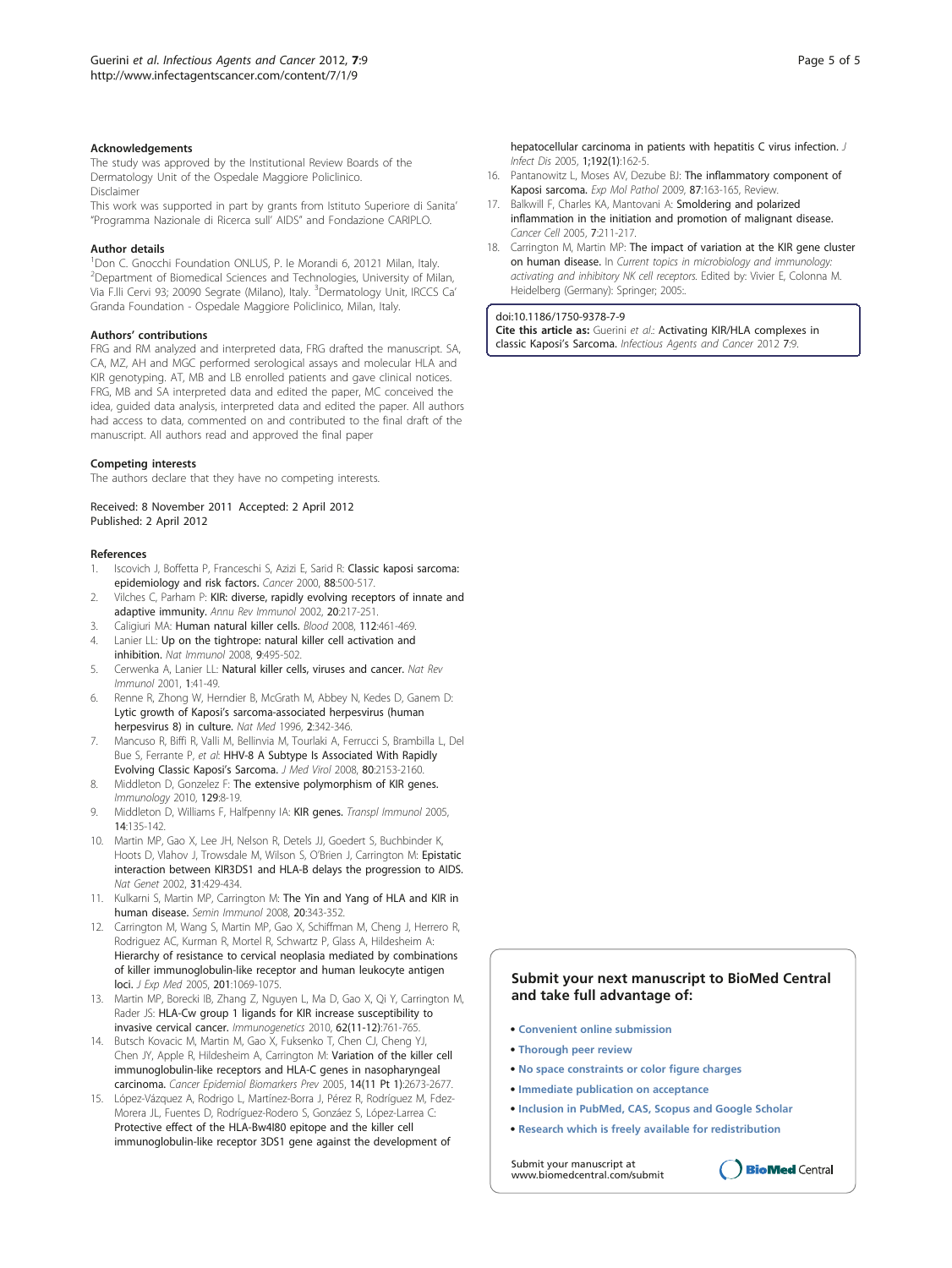### Acknowledgements

The study was approved by the Institutional Review Boards of the Dermatology Unit of the Ospedale Maggiore Policlinico.

Disclaimer

This work was supported in part by grants from Istituto Superiore di Sanita' "Programma Nazionale di Ricerca sull' AIDS" and Fondazione CARIPLO.

### Author details

[1]Don C. Gnocchi Foundation ONLUS, P. le Morandi 6, 20121 Milan, Italy. [2]Department of Biomedical Sciences and Technologies, University of Milan, Via F.lli Cervi 93; 20090 Segrate (Milano), Italy. [3]Dermatology Unit, IRCCS Ca' Granda Foundation - Ospedale Maggiore Policlinico, Milan, Italy.

### Authors' contributions

FRG and RM analyzed and interpreted data, FRG drafted the manuscript. SA, CA, MZ, AH and MGC performed serological assays and molecular HLA and KIR genotyping. AT, MB and LB enrolled patients and gave clinical notices. FRG, MB and SA interpreted data and edited the paper, MC conceived the idea, guided data analysis, interpreted data and edited the paper. All authors had access to data, commented on and contributed to the final draft of the manuscript. All authors read and approved the final paper

### Competing interests

The authors declare that they have no competing interests.

Received: 8 November 2011 Accepted: 2 April 2012
Published: 2 April 2012

### References

1. Iscovich J, Boffetta P, Franceschi S, Azizi E, Sarid R: **Classic kaposi sarcoma: epidemiology and risk factors.** *Cancer* 2000, **88**:500-517.
2. Vilches C, Parham P: **KIR: diverse, rapidly evolving receptors of innate and adaptive immunity.** *Annu Rev Immunol* 2002, **20**:217-251.
3. Caligiuri MA: **Human natural killer cells.** *Blood* 2008, **112**:461-469.
4. Lanier LL: **Up on the tightrope: natural killer cell activation and inhibition.** *Nat Immunol* 2008, **9**:495-502.
5. Cerwenka A, Lanier LL: **Natural killer cells, viruses and cancer.** *Nat Rev Immunol* 2001, **1**:41-49.
6. Renne R, Zhong W, Herndier B, McGrath M, Abbey N, Kedes D, Ganem D: **Lytic growth of Kaposi's sarcoma-associated herpesvirus (human herpesvirus 8) in culture.** *Nat Med* 1996, **2**:342-346.
7. Mancuso R, Biffi R, Valli M, Bellinvia M, Tourlaki A, Ferrucci S, Brambilla L, Del Bue S, Ferrante P, *et al*: **HHV-8 A Subtype Is Associated With Rapidly Evolving Classic Kaposi's Sarcoma.** *J Med Virol* 2008, **80**:2153-2160.
8. Middleton D, Gonzelez F: **The extensive polymorphism of KIR genes.** *Immunology* 2010, **129**:8-19.
9. Middleton D, Williams F, Halfpenny IA: **KIR genes.** *Transpl Immunol* 2005, **14**:135-142.
10. Martin MP, Gao X, Lee JH, Nelson R, Detels JJ, Goedert S, Buchbinder K, Hoots D, Vlahov J, Trowsdale M, Wilson S, O'Brien J, Carrington M: **Epistatic interaction between KIR3DS1 and HLA-B delays the progression to AIDS.** *Nat Genet* 2002, **31**:429-434.
11. Kulkarni S, Martin MP, Carrington M: **The Yin and Yang of HLA and KIR in human disease.** *Semin Immunol* 2008, **20**:343-352.
12. Carrington M, Wang S, Martin MP, Gao X, Schiffman M, Cheng J, Herrero R, Rodriguez AC, Kurman R, Mortel R, Schwartz P, Glass A, Hildesheim A: **Hierarchy of resistance to cervical neoplasia mediated by combinations of killer immunoglobulin-like receptor and human leukocyte antigen loci.** *J Exp Med* 2005, **201**:1069-1075.
13. Martin MP, Borecki IB, Zhang Z, Nguyen L, Ma D, Gao X, Qi Y, Carrington M, Rader JS: **HLA-Cw group 1 ligands for KIR increase susceptibility to invasive cervical cancer.** *Immunogenetics* 2010, **62(11-12)**:761-765.
14. Butsch Kovacic M, Martin M, Gao X, Fuksenko T, Chen CJ, Cheng YJ, Chen JY, Apple R, Hildesheim A, Carrington M: **Variation of the killer cell immunoglobulin-like receptors and HLA-C genes in nasopharyngeal carcinoma.** *Cancer Epidemiol Biomarkers Prev* 2005, **14(11 Pt 1)**:2673-2677.
15. López-Vázquez A, Rodrigo L, Martínez-Borra J, Pérez R, Rodríguez M, Fdez-Morera JL, Fuentes D, Rodríguez-Rodero S, Gonzáez S, López-Larrea C: **Protective effect of the HLA-Bw4I80 epitope and the killer cell immunoglobulin-like receptor 3DS1 gene against the development of hepatocellular carcinoma in patients with hepatitis C virus infection.** *J Infect Dis* 2005, **1;192(1)**:162-5.
16. Pantanowitz L, Moses AV, Dezube BJ: **The inflammatory component of Kaposi sarcoma.** *Exp Mol Pathol* 2009, **87**:163-165, Review.
17. Balkwill F, Charles KA, Mantovani A: **Smoldering and polarized inflammation in the initiation and promotion of malignant disease.** *Cancer Cell* 2005, **7**:211-217.
18. Carrington M, Martin MP: **The impact of variation at the KIR gene cluster on human disease.** In *Current topics in microbiology and immunology: activating and inhibitory NK cell receptors.* Edited by: Vivier E, Colonna M. Heidelberg (Germany): Springer; 2005:.

doi:10.1186/1750-9378-7-9

**Cite this article as:** Guerini *et al.*: Activating KIR/HLA complexes in classic Kaposi's Sarcoma. *Infectious Agents and Cancer* 2012 **7**:9.

**Submit your next manuscript to BioMed Central and take full advantage of:**

- **Convenient online submission**
- **Thorough peer review**
- **No space constraints or color figure charges**
- **Immediate publication on acceptance**
- **Inclusion in PubMed, CAS, Scopus and Google Scholar**
- **Research which is freely available for redistribution**

Submit your manuscript at www.biomedcentral.com/submit

BioMed Central